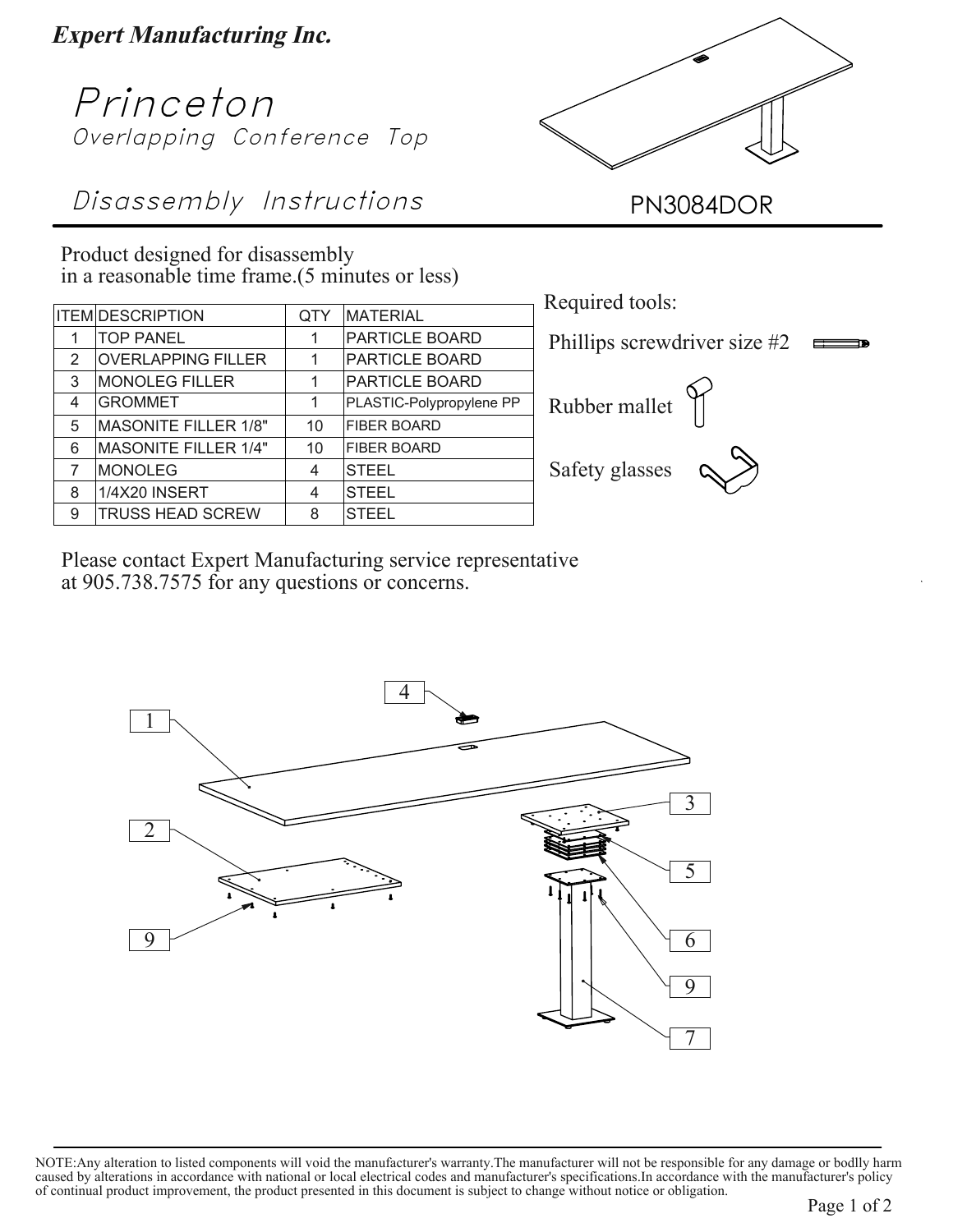**_Expert Manufacturing Inc._**

# Princeton

## Overlapping Conference Top

## Disassembly Instructions

PN3084DOR

Product designed for disassembly
in a reasonable time frame.(5 minutes or less)

| ITEM | DESCRIPTION | QTY | MATERIAL |
|---|---|---|---|
| 1 | TOP PANEL | 1 | PARTICLE BOARD |
| 2 | OVERLAPPING FILLER | 1 | PARTICLE BOARD |
| 3 | MONOLEG FILLER | 1 | PARTICLE BOARD |
| 4 | GROMMET | 1 | PLASTIC-Polypropylene PP |
| 5 | MASONITE FILLER 1/8" | 10 | FIBER BOARD |
| 6 | MASONITE FILLER 1/4" | 10 | FIBER BOARD |
| 7 | MONOLEG | 4 | STEEL |
| 8 | 1/4X20 INSERT | 4 | STEEL |
| 9 | TRUSS HEAD SCREW | 8 | STEEL |

Required tools:

- Phillips screwdriver size #2
- Rubber mallet
- Safety glasses

Please contact Expert Manufacturing service representative
at 905.738.7575 for any questions or concerns.

NOTE:Any alteration to listed components will void the manufacturer's warranty.The manufacturer will not be responsible for any damage or bodlly harm caused by alterations in accordance with national or local electrical codes and manufacturer's specifications.In accordance with the manufacturer's policy of continual product improvement, the product presented in this document is subject to change without notice or obligation.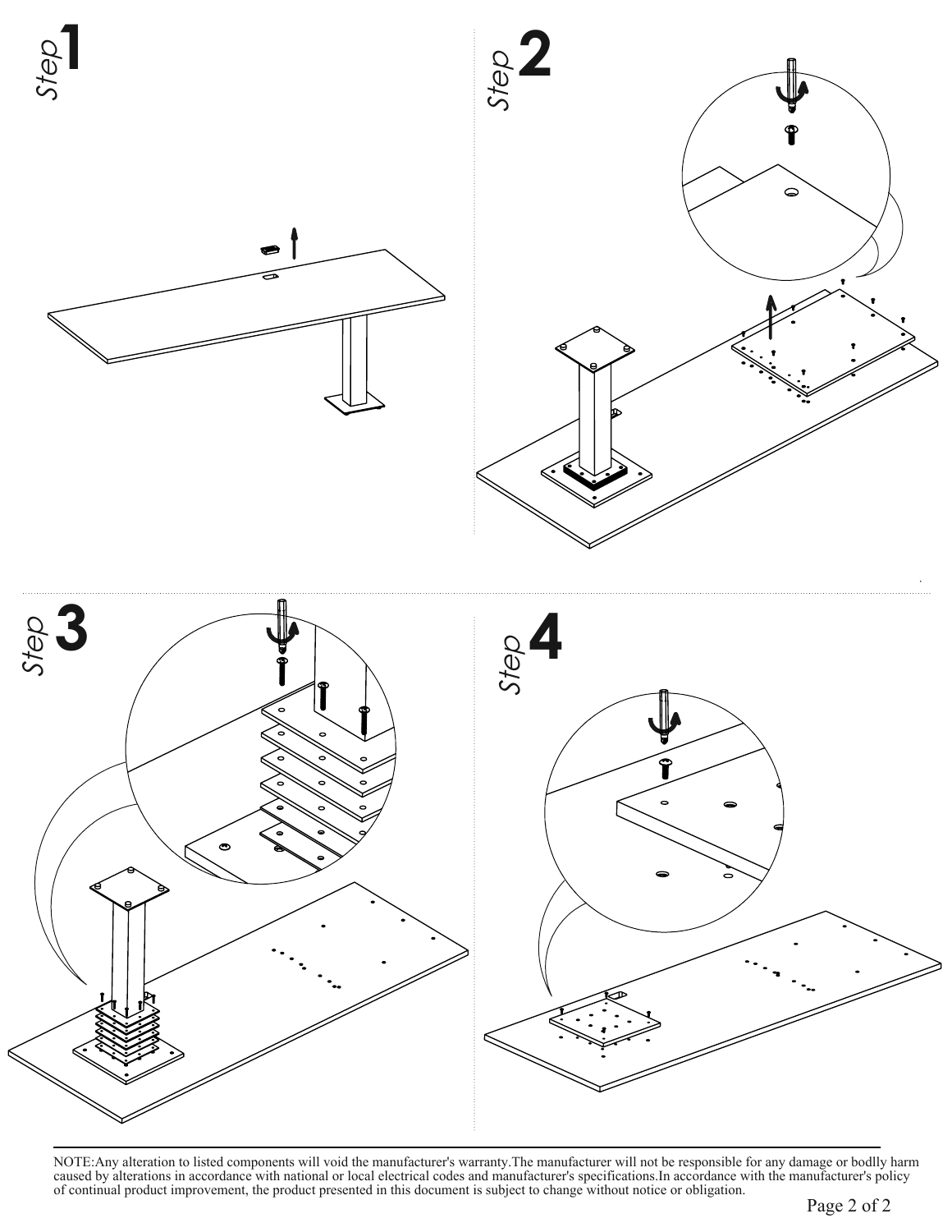Step 1

Step 2

Step 3

Step 4

NOTE:Any alteration to listed components will void the manufacturer's warranty.The manufacturer will not be responsible for any damage or bodlly harm caused by alterations in accordance with national or local electrical codes and manufacturer's specifications.In accordance with the manufacturer's policy of continual product improvement, the product presented in this document is subject to change without notice or obligation.